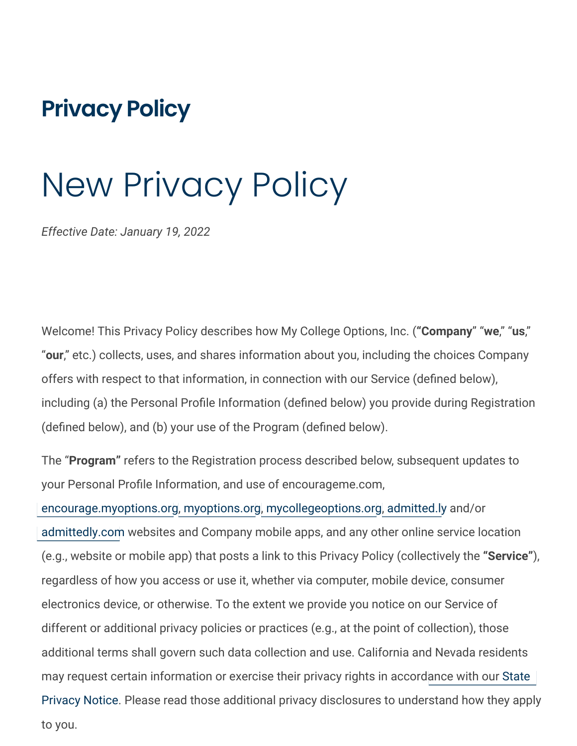# Privacy Policy

## New Privacy Policy

*Effective Date: January 19, 2022*

Welcome! This Privacy Policy describes how My College Options, Inc. (**"Company"** "**we**," "**us**," "**our**," etc.) collects, uses, and shares information about you, including the choices Company offers with respect to that information, in connection with our Service (defined below), including (a) the Personal Profile Information (defined below) you provide during Registration (defined below), and (b) your use of the Program (defined below).

The "**Program"** refers to the Registration process described below, subsequent updates to your Personal Profile Information, and use of encourageme.com, encourage.myoptions.org, myoptions.org, mycollegeoptions.org, admitted.ly and/or admittedly.com websites and Company mobile apps, and any other online service location (e.g., website or mobile app) that posts a link to this Privacy Policy (collectively the **"Service"**), regardless of how you access or use it, whether via computer, mobile device, consumer electronics device, or otherwise. To the extent we provide you notice on our Service of different or additional privacy policies or practices (e.g., at the point of collection), those additional terms shall govern such data collection and use. California and Nevada residents may request certain information or exercise their privacy rights in accordance with our State Privacy Notice. Please read those additional privacy disclosures to understand how they apply to you.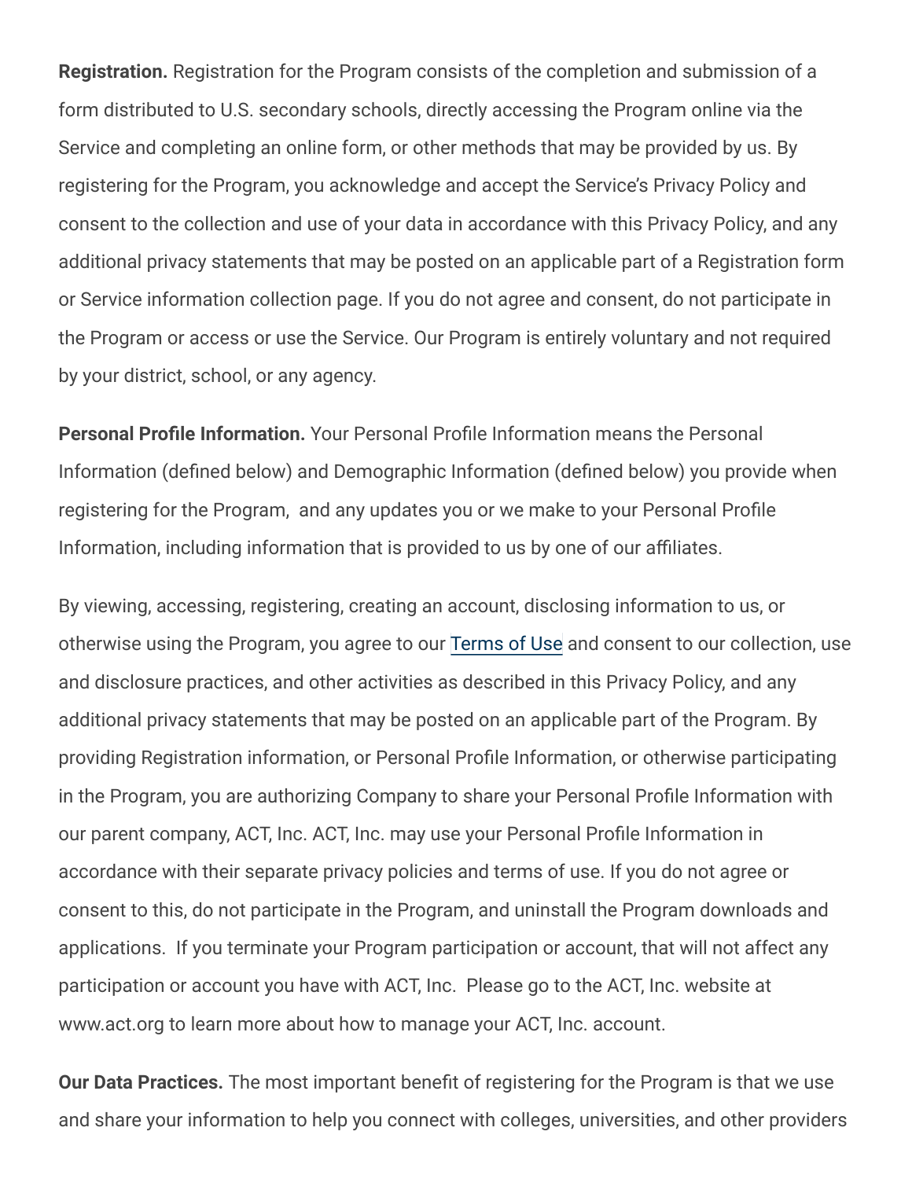**Registration.** Registration for the Program consists of the completion and submission of a form distributed to U.S. secondary schools, directly accessing the Program online via the Service and completing an online form, or other methods that may be provided by us. By registering for the Program, you acknowledge and accept the Service's Privacy Policy and consent to the collection and use of your data in accordance with this Privacy Policy, and any additional privacy statements that may be posted on an applicable part of a Registration form or Service information collection page. If you do not agree and consent, do not participate in the Program or access or use the Service. Our Program is entirely voluntary and not required by your district, school, or any agency.

**Personal Profile Information.** Your Personal Profile Information means the Personal Information (defined below) and Demographic Information (defined below) you provide when registering for the Program, and any updates you or we make to your Personal Profile Information, including information that is provided to us by one of our affiliates.

By viewing, accessing, registering, creating an account, disclosing information to us, or otherwise using the Program, you agree to our Terms of Use and consent to our collection, use and disclosure practices, and other activities as described in this Privacy Policy, and any additional privacy statements that may be posted on an applicable part of the Program. By providing Registration information, or Personal Profile Information, or otherwise participating in the Program, you are authorizing Company to share your Personal Profile Information with our parent company, ACT, Inc. ACT, Inc. may use your Personal Profile Information in accordance with their separate privacy policies and terms of use. If you do not agree or consent to this, do not participate in the Program, and uninstall the Program downloads and applications. If you terminate your Program participation or account, that will not affect any participation or account you have with ACT, Inc. Please go to the ACT, Inc. website at www.act.org to learn more about how to manage your ACT, Inc. account.

**Our Data Practices.** The most important benefit of registering for the Program is that we use and share your information to help you connect with colleges, universities, and other providers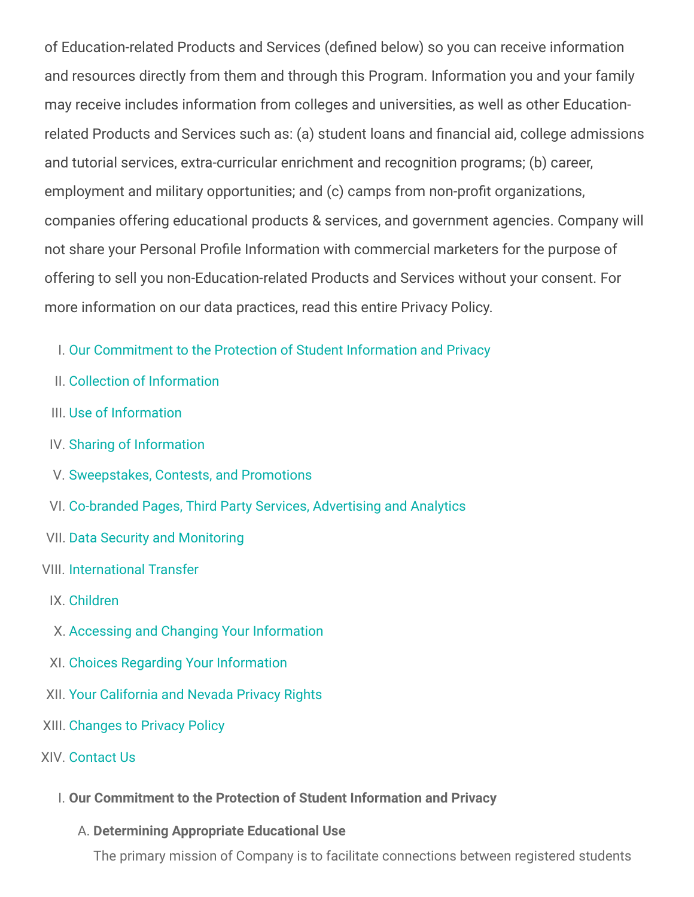of Education-related Products and Services (defined below) so you can receive information and resources directly from them and through this Program. Information you and your family may receive includes information from colleges and universities, as well as other Education-related Products and Services such as: (a) student loans and financial aid, college admissions and tutorial services, extra-curricular enrichment and recognition programs; (b) career, employment and military opportunities; and (c) camps from non-profit organizations, companies offering educational products & services, and government agencies. Company will not share your Personal Profile Information with commercial marketers for the purpose of offering to sell you non-Education-related Products and Services without your consent. For more information on our data practices, read this entire Privacy Policy.

I. Our Commitment to the Protection of Student Information and Privacy
II. Collection of Information
III. Use of Information
IV. Sharing of Information
V. Sweepstakes, Contests, and Promotions
VI. Co-branded Pages, Third Party Services, Advertising and Analytics
VII. Data Security and Monitoring
VIII. International Transfer
IX. Children
X. Accessing and Changing Your Information
XI. Choices Regarding Your Information
XII. Your California and Nevada Privacy Rights
XIII. Changes to Privacy Policy
XIV. Contact Us

## I. Our Commitment to the Protection of Student Information and Privacy

### A. Determining Appropriate Educational Use

The primary mission of Company is to facilitate connections between registered students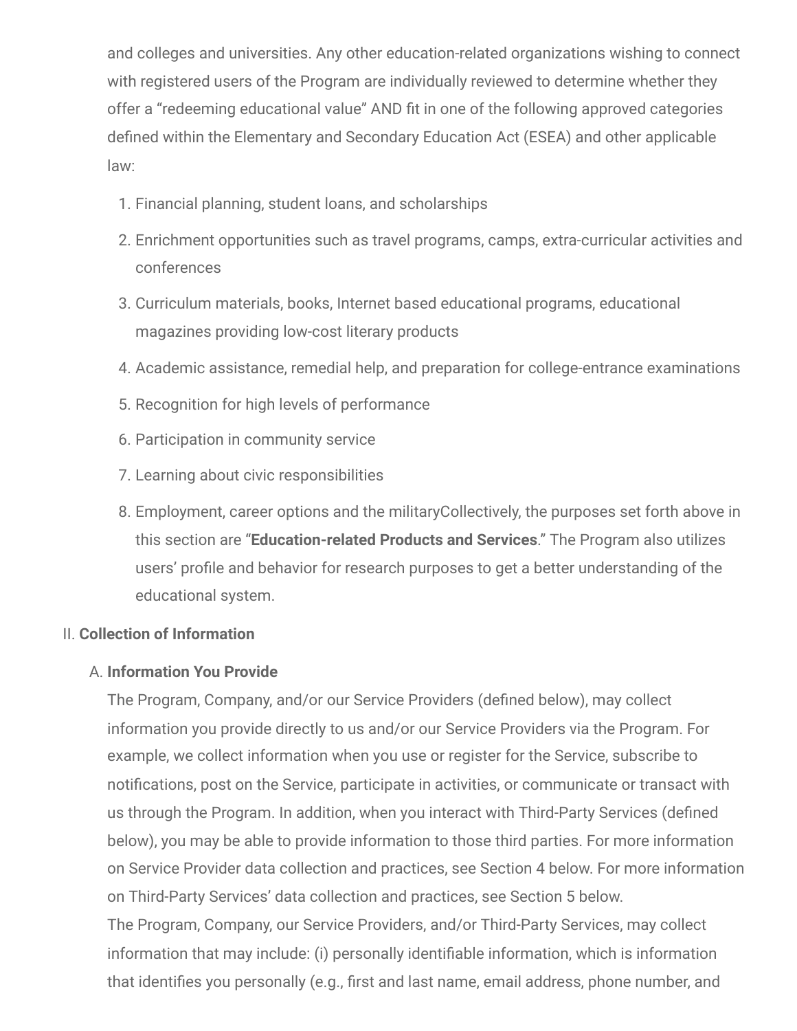and colleges and universities. Any other education-related organizations wishing to connect with registered users of the Program are individually reviewed to determine whether they offer a "redeeming educational value" AND fit in one of the following approved categories defined within the Elementary and Secondary Education Act (ESEA) and other applicable law:

1. Financial planning, student loans, and scholarships
2. Enrichment opportunities such as travel programs, camps, extra-curricular activities and conferences
3. Curriculum materials, books, Internet based educational programs, educational magazines providing low-cost literary products
4. Academic assistance, remedial help, and preparation for college-entrance examinations
5. Recognition for high levels of performance
6. Participation in community service
7. Learning about civic responsibilities
8. Employment, career options and the militaryCollectively, the purposes set forth above in this section are "**Education-related Products and Services**." The Program also utilizes users' profile and behavior for research purposes to get a better understanding of the educational system.

II. **Collection of Information**

A. **Information You Provide**

The Program, Company, and/or our Service Providers (defined below), may collect information you provide directly to us and/or our Service Providers via the Program. For example, we collect information when you use or register for the Service, subscribe to notifications, post on the Service, participate in activities, or communicate or transact with us through the Program. In addition, when you interact with Third-Party Services (defined below), you may be able to provide information to those third parties. For more information on Service Provider data collection and practices, see Section 4 below. For more information on Third-Party Services' data collection and practices, see Section 5 below.

The Program, Company, our Service Providers, and/or Third-Party Services, may collect information that may include: (i) personally identifiable information, which is information that identifies you personally (e.g., first and last name, email address, phone number, and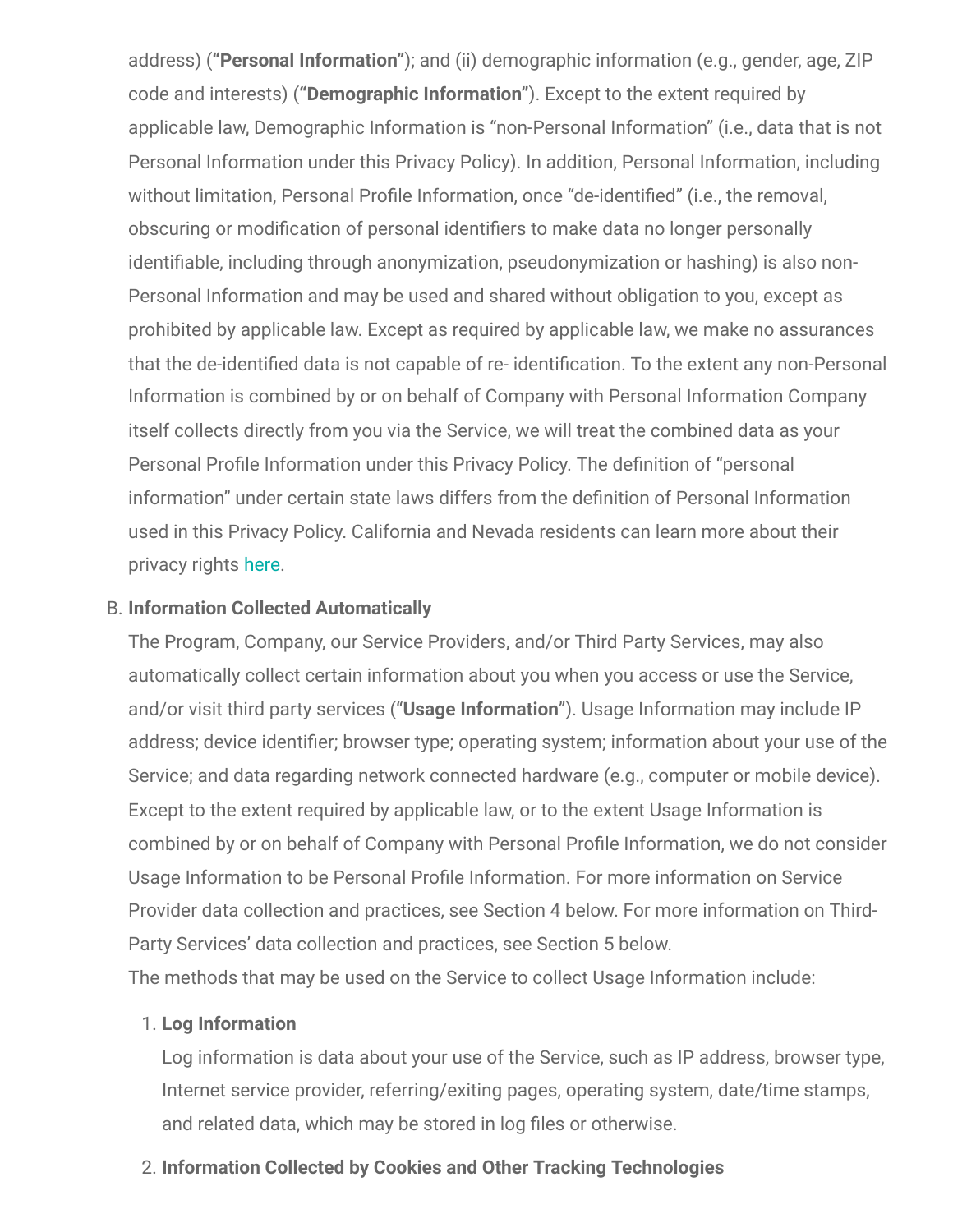address) (**"Personal Information"**); and (ii) demographic information (e.g., gender, age, ZIP code and interests) (**"Demographic Information"**). Except to the extent required by applicable law, Demographic Information is "non-Personal Information" (i.e., data that is not Personal Information under this Privacy Policy). In addition, Personal Information, including without limitation, Personal Profile Information, once "de-identified" (i.e., the removal, obscuring or modification of personal identifiers to make data no longer personally identifiable, including through anonymization, pseudonymization or hashing) is also non-Personal Information and may be used and shared without obligation to you, except as prohibited by applicable law. Except as required by applicable law, we make no assurances that the de-identified data is not capable of re- identification. To the extent any non-Personal Information is combined by or on behalf of Company with Personal Information Company itself collects directly from you via the Service, we will treat the combined data as your Personal Profile Information under this Privacy Policy. The definition of "personal information" under certain state laws differs from the definition of Personal Information used in this Privacy Policy. California and Nevada residents can learn more about their privacy rights here.

B. **Information Collected Automatically**

   The Program, Company, our Service Providers, and/or Third Party Services, may also automatically collect certain information about you when you access or use the Service, and/or visit third party services ("**Usage Information**"). Usage Information may include IP address; device identifier; browser type; operating system; information about your use of the Service; and data regarding network connected hardware (e.g., computer or mobile device). Except to the extent required by applicable law, or to the extent Usage Information is combined by or on behalf of Company with Personal Profile Information, we do not consider Usage Information to be Personal Profile Information. For more information on Service Provider data collection and practices, see Section 4 below. For more information on Third-Party Services' data collection and practices, see Section 5 below.

   The methods that may be used on the Service to collect Usage Information include:

   1. **Log Information**

      Log information is data about your use of the Service, such as IP address, browser type, Internet service provider, referring/exiting pages, operating system, date/time stamps, and related data, which may be stored in log files or otherwise.

   2. **Information Collected by Cookies and Other Tracking Technologies**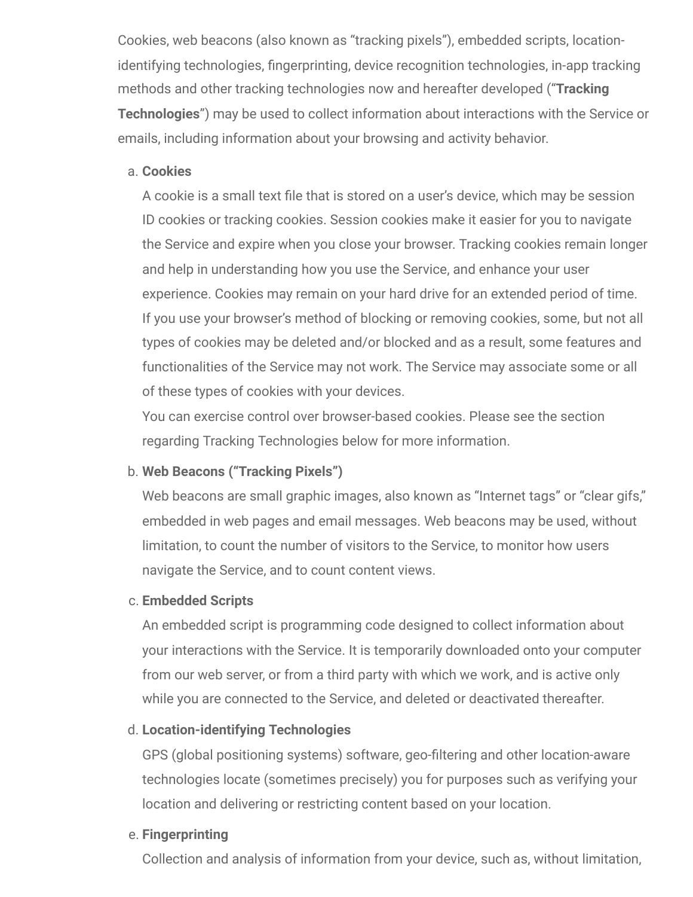Cookies, web beacons (also known as “tracking pixels”), embedded scripts, location-identifying technologies, fingerprinting, device recognition technologies, in-app tracking methods and other tracking technologies now and hereafter developed (“**Tracking Technologies**”) may be used to collect information about interactions with the Service or emails, including information about your browsing and activity behavior.

a. **Cookies**
   A cookie is a small text file that is stored on a user’s device, which may be session ID cookies or tracking cookies. Session cookies make it easier for you to navigate the Service and expire when you close your browser. Tracking cookies remain longer and help in understanding how you use the Service, and enhance your user experience. Cookies may remain on your hard drive for an extended period of time. If you use your browser’s method of blocking or removing cookies, some, but not all types of cookies may be deleted and/or blocked and as a result, some features and functionalities of the Service may not work. The Service may associate some or all of these types of cookies with your devices.
   You can exercise control over browser-based cookies. Please see the section regarding Tracking Technologies below for more information.

b. **Web Beacons (“Tracking Pixels”)**
   Web beacons are small graphic images, also known as “Internet tags” or “clear gifs,” embedded in web pages and email messages. Web beacons may be used, without limitation, to count the number of visitors to the Service, to monitor how users navigate the Service, and to count content views.

c. **Embedded Scripts**
   An embedded script is programming code designed to collect information about your interactions with the Service. It is temporarily downloaded onto your computer from our web server, or from a third party with which we work, and is active only while you are connected to the Service, and deleted or deactivated thereafter.

d. **Location-identifying Technologies**
   GPS (global positioning systems) software, geo-filtering and other location-aware technologies locate (sometimes precisely) you for purposes such as verifying your location and delivering or restricting content based on your location.

e. **Fingerprinting**
   Collection and analysis of information from your device, such as, without limitation,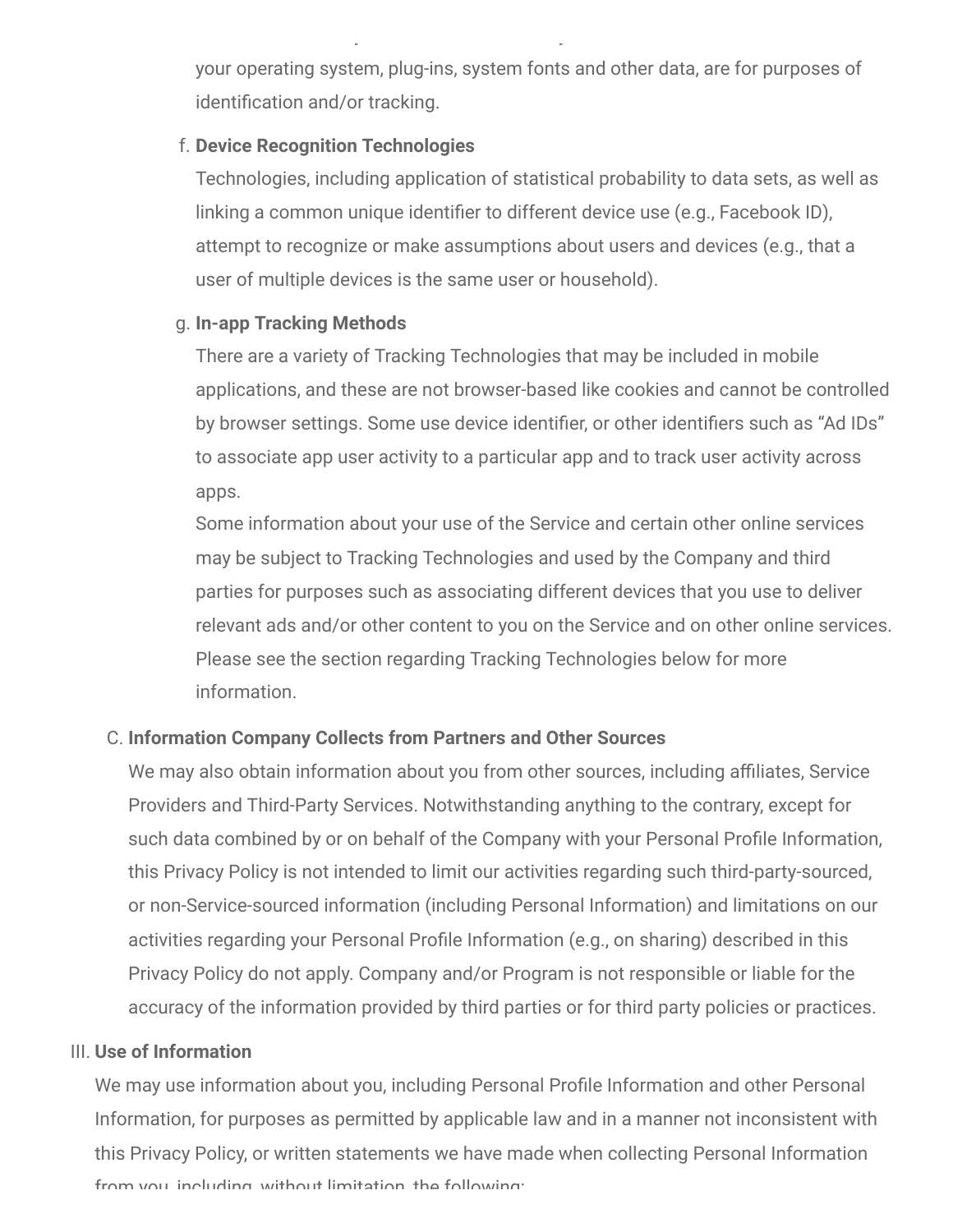your operating system, plug-ins, system fonts and other data, are for purposes of identification and/or tracking.

f. **Device Recognition Technologies**
   Technologies, including application of statistical probability to data sets, as well as linking a common unique identifier to different device use (e.g., Facebook ID), attempt to recognize or make assumptions about users and devices (e.g., that a user of multiple devices is the same user or household).

g. **In-app Tracking Methods**
   There are a variety of Tracking Technologies that may be included in mobile applications, and these are not browser-based like cookies and cannot be controlled by browser settings. Some use device identifier, or other identifiers such as "Ad IDs" to associate app user activity to a particular app and to track user activity across apps.
   Some information about your use of the Service and certain other online services may be subject to Tracking Technologies and used by the Company and third parties for purposes such as associating different devices that you use to deliver relevant ads and/or other content to you on the Service and on other online services. Please see the section regarding Tracking Technologies below for more information.

C. **Information Company Collects from Partners and Other Sources**
   We may also obtain information about you from other sources, including affiliates, Service Providers and Third-Party Services. Notwithstanding anything to the contrary, except for such data combined by or on behalf of the Company with your Personal Profile Information, this Privacy Policy is not intended to limit our activities regarding such third-party-sourced, or non-Service-sourced information (including Personal Information) and limitations on our activities regarding your Personal Profile Information (e.g., on sharing) described in this Privacy Policy do not apply. Company and/or Program is not responsible or liable for the accuracy of the information provided by third parties or for third party policies or practices.

III. **Use of Information**
   We may use information about you, including Personal Profile Information and other Personal Information, for purposes as permitted by applicable law and in a manner not inconsistent with this Privacy Policy, or written statements we have made when collecting Personal Information from you, including, without limitation, the following: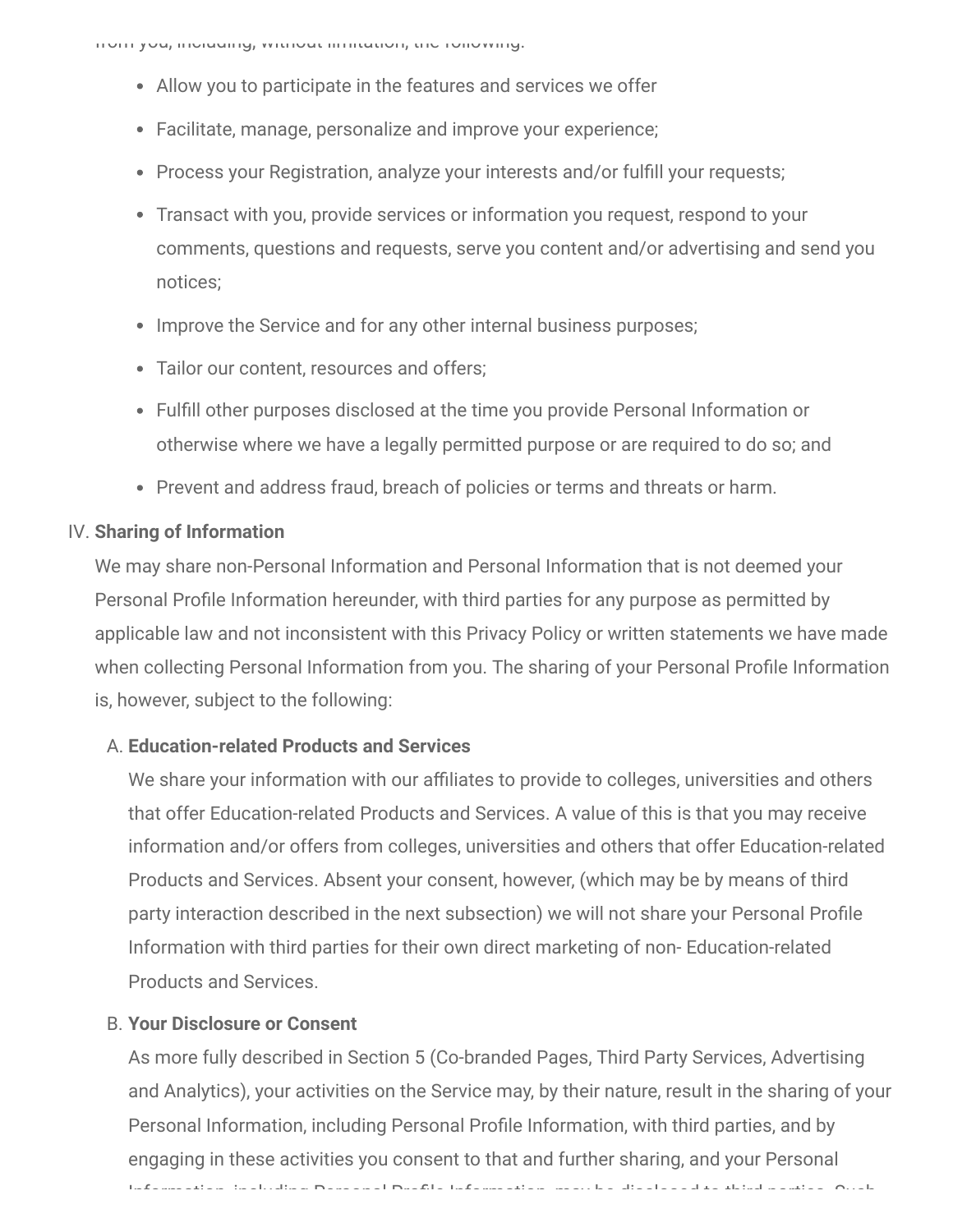from you, including, without limitation, the following:

- Allow you to participate in the features and services we offer
- Facilitate, manage, personalize and improve your experience;
- Process your Registration, analyze your interests and/or fulfill your requests;
- Transact with you, provide services or information you request, respond to your comments, questions and requests, serve you content and/or advertising and send you notices;
- Improve the Service and for any other internal business purposes;
- Tailor our content, resources and offers;
- Fulfill other purposes disclosed at the time you provide Personal Information or otherwise where we have a legally permitted purpose or are required to do so; and
- Prevent and address fraud, breach of policies or terms and threats or harm.

IV. **Sharing of Information**

We may share non-Personal Information and Personal Information that is not deemed your Personal Profile Information hereunder, with third parties for any purpose as permitted by applicable law and not inconsistent with this Privacy Policy or written statements we have made when collecting Personal Information from you. The sharing of your Personal Profile Information is, however, subject to the following:

A. **Education-related Products and Services**

We share your information with our affiliates to provide to colleges, universities and others that offer Education-related Products and Services. A value of this is that you may receive information and/or offers from colleges, universities and others that offer Education-related Products and Services. Absent your consent, however, (which may be by means of third party interaction described in the next subsection) we will not share your Personal Profile Information with third parties for their own direct marketing of non- Education-related Products and Services.

B. **Your Disclosure or Consent**

As more fully described in Section 5 (Co-branded Pages, Third Party Services, Advertising and Analytics), your activities on the Service may, by their nature, result in the sharing of your Personal Information, including Personal Profile Information, with third parties, and by engaging in these activities you consent to that and further sharing, and your Personal Information, including Personal Profile Information, may be disclosed to third parties. Such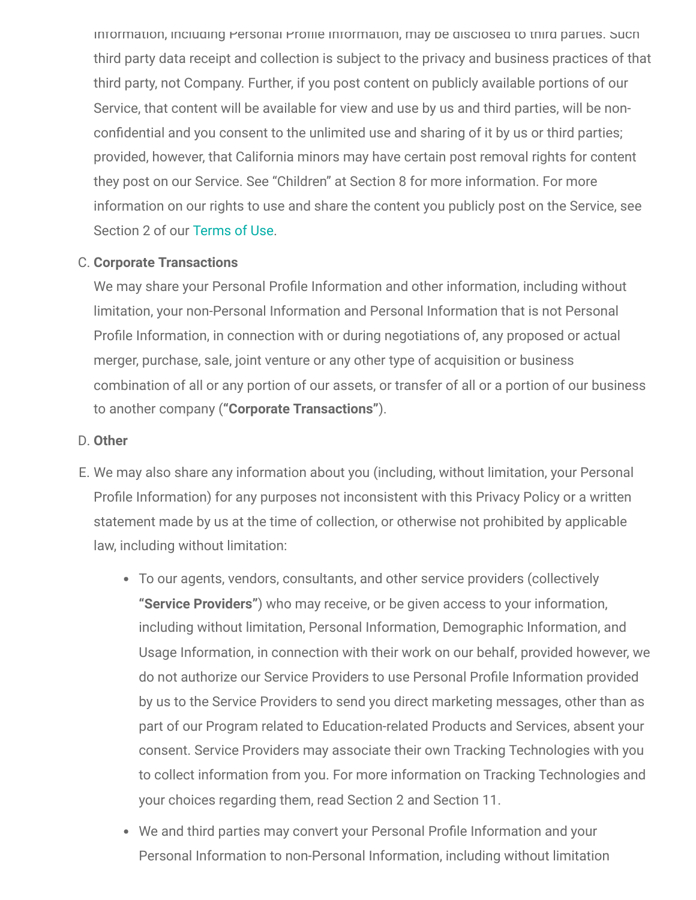Information, including Personal Profile Information, may be disclosed to third parties. Such third party data receipt and collection is subject to the privacy and business practices of that third party, not Company. Further, if you post content on publicly available portions of our Service, that content will be available for view and use by us and third parties, will be non-confidential and you consent to the unlimited use and sharing of it by us or third parties; provided, however, that California minors may have certain post removal rights for content they post on our Service. See "Children" at Section 8 for more information. For more information on our rights to use and share the content you publicly post on the Service, see Section 2 of our Terms of Use.

C. **Corporate Transactions**
We may share your Personal Profile Information and other information, including without limitation, your non-Personal Information and Personal Information that is not Personal Profile Information, in connection with or during negotiations of, any proposed or actual merger, purchase, sale, joint venture or any other type of acquisition or business combination of all or any portion of our assets, or transfer of all or a portion of our business to another company (**"Corporate Transactions"**).

D. **Other**

E. We may also share any information about you (including, without limitation, your Personal Profile Information) for any purposes not inconsistent with this Privacy Policy or a written statement made by us at the time of collection, or otherwise not prohibited by applicable law, including without limitation:

   - To our agents, vendors, consultants, and other service providers (collectively **"Service Providers"**) who may receive, or be given access to your information, including without limitation, Personal Information, Demographic Information, and Usage Information, in connection with their work on our behalf, provided however, we do not authorize our Service Providers to use Personal Profile Information provided by us to the Service Providers to send you direct marketing messages, other than as part of our Program related to Education-related Products and Services, absent your consent. Service Providers may associate their own Tracking Technologies with you to collect information from you. For more information on Tracking Technologies and your choices regarding them, read Section 2 and Section 11.
   - We and third parties may convert your Personal Profile Information and your Personal Information to non-Personal Information, including without limitation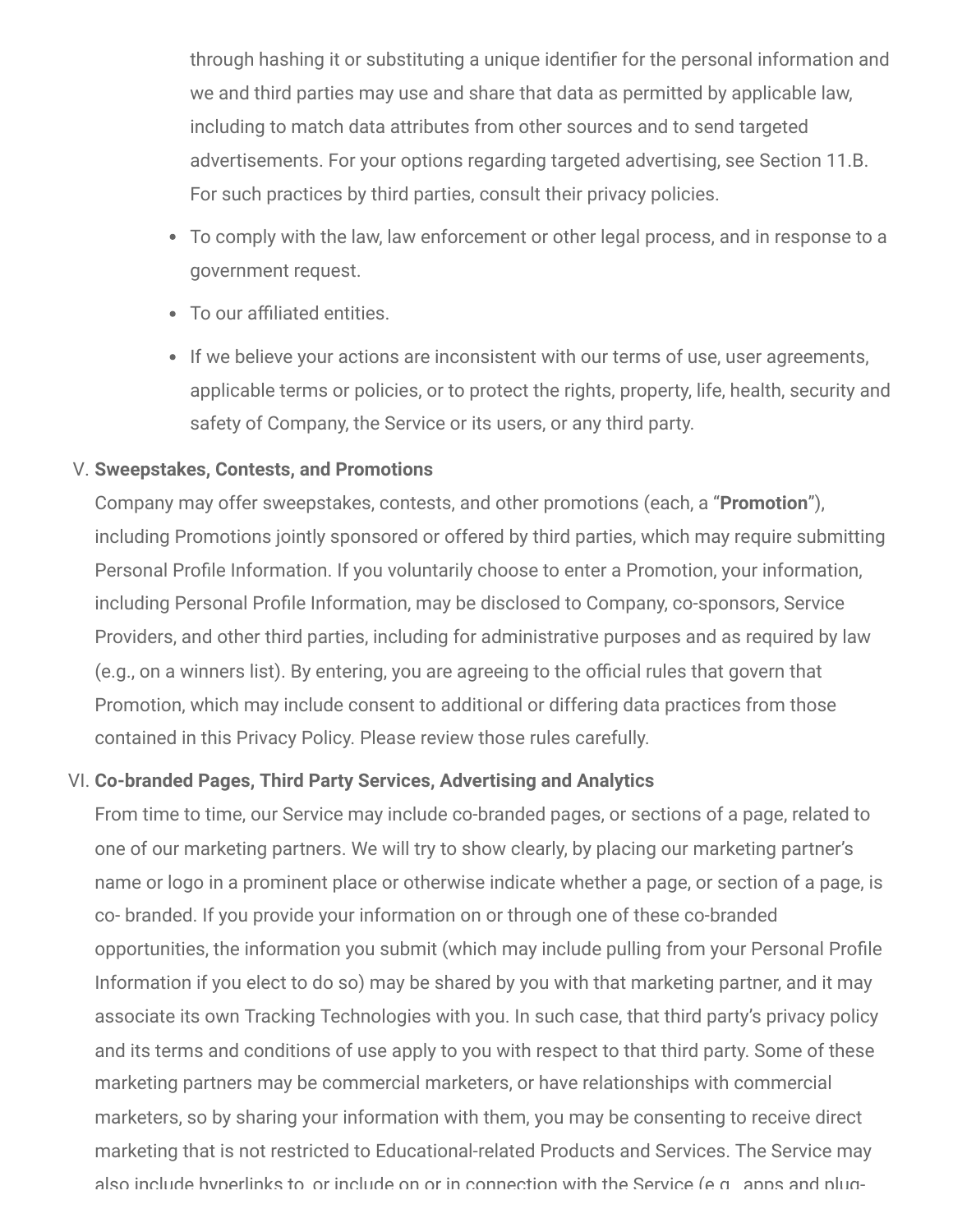through hashing it or substituting a unique identifier for the personal information and we and third parties may use and share that data as permitted by applicable law, including to match data attributes from other sources and to send targeted advertisements. For your options regarding targeted advertising, see Section 11.B. For such practices by third parties, consult their privacy policies.

- To comply with the law, law enforcement or other legal process, and in response to a government request.
- To our affiliated entities.
- If we believe your actions are inconsistent with our terms of use, user agreements, applicable terms or policies, or to protect the rights, property, life, health, security and safety of Company, the Service or its users, or any third party.

V. **Sweepstakes, Contests, and Promotions**

Company may offer sweepstakes, contests, and other promotions (each, a "**Promotion**"), including Promotions jointly sponsored or offered by third parties, which may require submitting Personal Profile Information. If you voluntarily choose to enter a Promotion, your information, including Personal Profile Information, may be disclosed to Company, co-sponsors, Service Providers, and other third parties, including for administrative purposes and as required by law (e.g., on a winners list). By entering, you are agreeing to the official rules that govern that Promotion, which may include consent to additional or differing data practices from those contained in this Privacy Policy. Please review those rules carefully.

VI. **Co-branded Pages, Third Party Services, Advertising and Analytics**

From time to time, our Service may include co-branded pages, or sections of a page, related to one of our marketing partners. We will try to show clearly, by placing our marketing partner's name or logo in a prominent place or otherwise indicate whether a page, or section of a page, is co- branded. If you provide your information on or through one of these co-branded opportunities, the information you submit (which may include pulling from your Personal Profile Information if you elect to do so) may be shared by you with that marketing partner, and it may associate its own Tracking Technologies with you. In such case, that third party's privacy policy and its terms and conditions of use apply to you with respect to that third party. Some of these marketing partners may be commercial marketers, or have relationships with commercial marketers, so by sharing your information with them, you may be consenting to receive direct marketing that is not restricted to Educational-related Products and Services. The Service may also include hyperlinks to, or include on or in connection with the Service (e.g., apps and plug-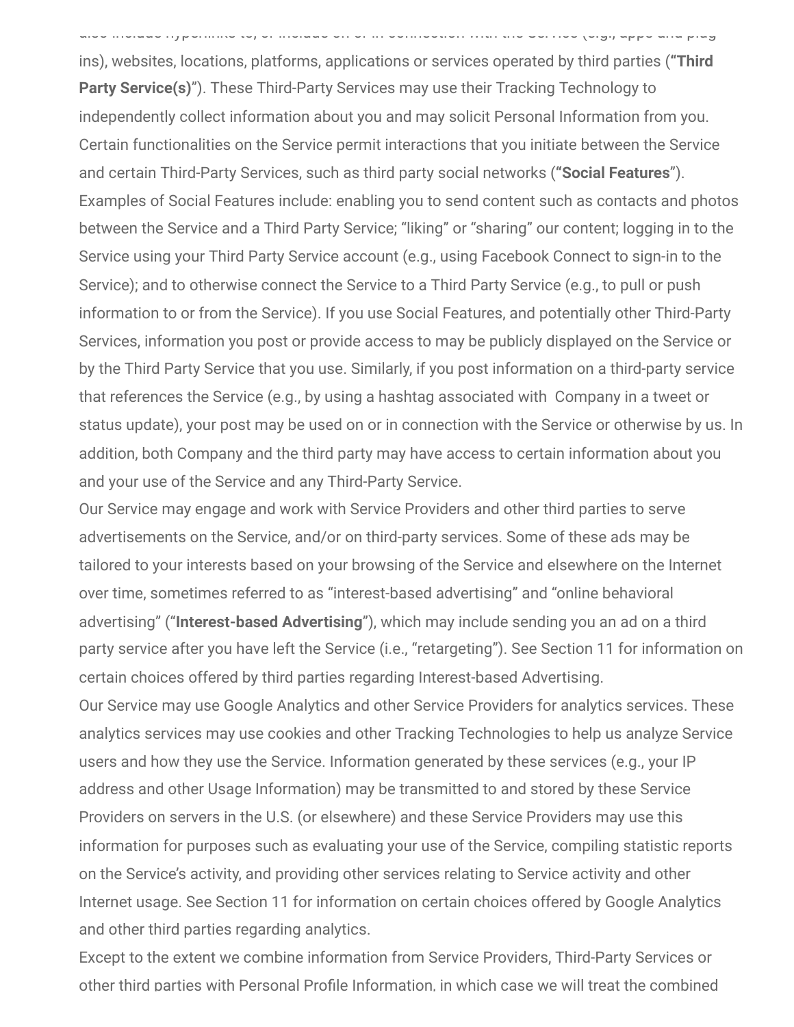also include hyperlinks to, or include on or in connection with the Service (e.g., apps and plug ins), websites, locations, platforms, applications or services operated by third parties (**"Third Party Service(s)**"). These Third-Party Services may use their Tracking Technology to independently collect information about you and may solicit Personal Information from you. Certain functionalities on the Service permit interactions that you initiate between the Service and certain Third-Party Services, such as third party social networks (**"Social Features**"). Examples of Social Features include: enabling you to send content such as contacts and photos between the Service and a Third Party Service; "liking" or "sharing" our content; logging in to the Service using your Third Party Service account (e.g., using Facebook Connect to sign-in to the Service); and to otherwise connect the Service to a Third Party Service (e.g., to pull or push information to or from the Service). If you use Social Features, and potentially other Third-Party Services, information you post or provide access to may be publicly displayed on the Service or by the Third Party Service that you use. Similarly, if you post information on a third-party service that references the Service (e.g., by using a hashtag associated with Company in a tweet or status update), your post may be used on or in connection with the Service or otherwise by us. In addition, both Company and the third party may have access to certain information about you and your use of the Service and any Third-Party Service.

Our Service may engage and work with Service Providers and other third parties to serve advertisements on the Service, and/or on third-party services. Some of these ads may be tailored to your interests based on your browsing of the Service and elsewhere on the Internet over time, sometimes referred to as "interest-based advertising" and "online behavioral advertising" ("**Interest-based Advertising**"), which may include sending you an ad on a third party service after you have left the Service (i.e., "retargeting"). See Section 11 for information on certain choices offered by third parties regarding Interest-based Advertising.

Our Service may use Google Analytics and other Service Providers for analytics services. These analytics services may use cookies and other Tracking Technologies to help us analyze Service users and how they use the Service. Information generated by these services (e.g., your IP address and other Usage Information) may be transmitted to and stored by these Service Providers on servers in the U.S. (or elsewhere) and these Service Providers may use this information for purposes such as evaluating your use of the Service, compiling statistic reports on the Service's activity, and providing other services relating to Service activity and other Internet usage. See Section 11 for information on certain choices offered by Google Analytics and other third parties regarding analytics.

Except to the extent we combine information from Service Providers, Third-Party Services or other third parties with Personal Profile Information, in which case we will treat the combined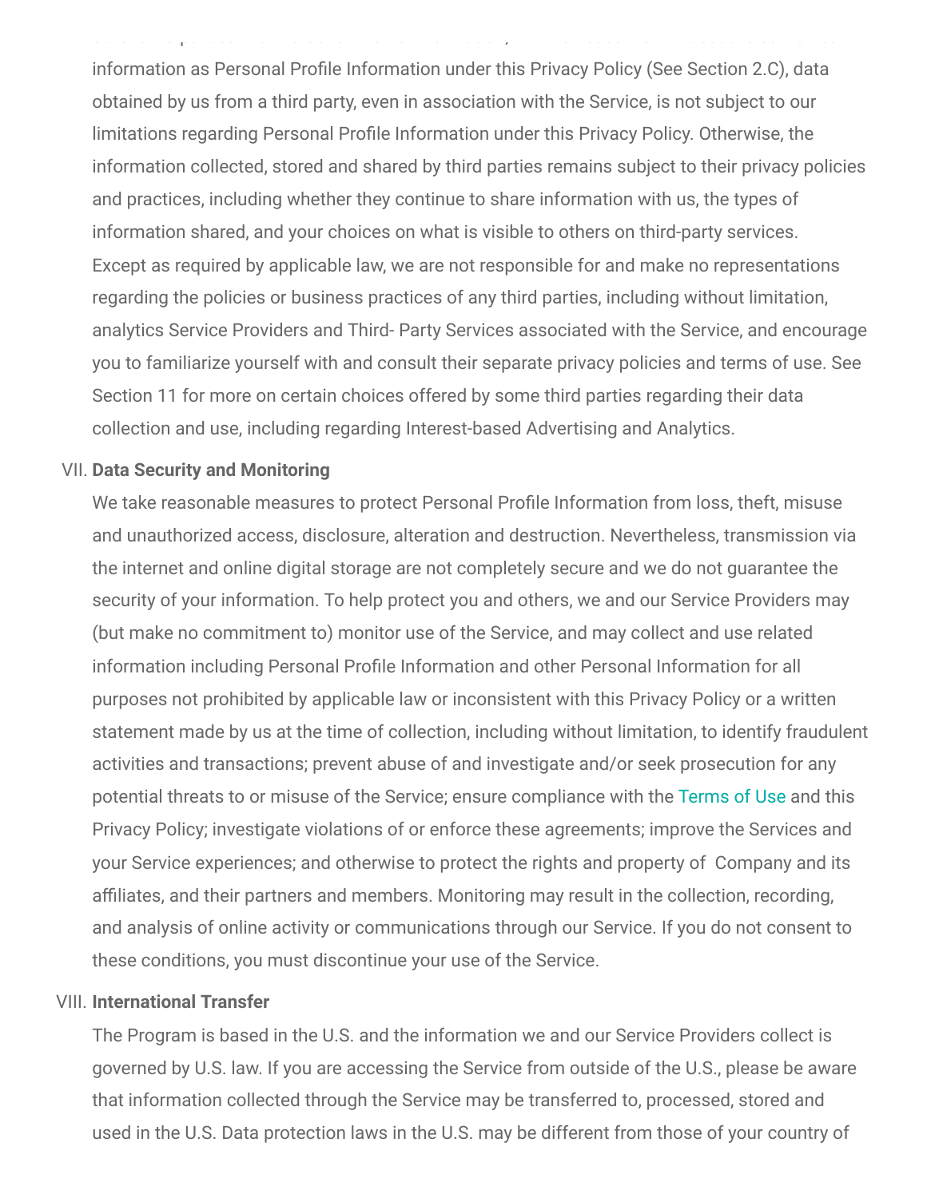information as Personal Profile Information under this Privacy Policy (See Section 2.C), data obtained by us from a third party, even in association with the Service, is not subject to our limitations regarding Personal Profile Information under this Privacy Policy. Otherwise, the information collected, stored and shared by third parties remains subject to their privacy policies and practices, including whether they continue to share information with us, the types of information shared, and your choices on what is visible to others on third-party services. Except as required by applicable law, we are not responsible for and make no representations regarding the policies or business practices of any third parties, including without limitation, analytics Service Providers and Third- Party Services associated with the Service, and encourage you to familiarize yourself with and consult their separate privacy policies and terms of use. See Section 11 for more on certain choices offered by some third parties regarding their data collection and use, including regarding Interest-based Advertising and Analytics.

VII. **Data Security and Monitoring**

We take reasonable measures to protect Personal Profile Information from loss, theft, misuse and unauthorized access, disclosure, alteration and destruction. Nevertheless, transmission via the internet and online digital storage are not completely secure and we do not guarantee the security of your information. To help protect you and others, we and our Service Providers may (but make no commitment to) monitor use of the Service, and may collect and use related information including Personal Profile Information and other Personal Information for all purposes not prohibited by applicable law or inconsistent with this Privacy Policy or a written statement made by us at the time of collection, including without limitation, to identify fraudulent activities and transactions; prevent abuse of and investigate and/or seek prosecution for any potential threats to or misuse of the Service; ensure compliance with the Terms of Use and this Privacy Policy; investigate violations of or enforce these agreements; improve the Services and your Service experiences; and otherwise to protect the rights and property of Company and its affiliates, and their partners and members. Monitoring may result in the collection, recording, and analysis of online activity or communications through our Service. If you do not consent to these conditions, you must discontinue your use of the Service.

VIII. **International Transfer**

The Program is based in the U.S. and the information we and our Service Providers collect is governed by U.S. law. If you are accessing the Service from outside of the U.S., please be aware that information collected through the Service may be transferred to, processed, stored and used in the U.S. Data protection laws in the U.S. may be different from those of your country of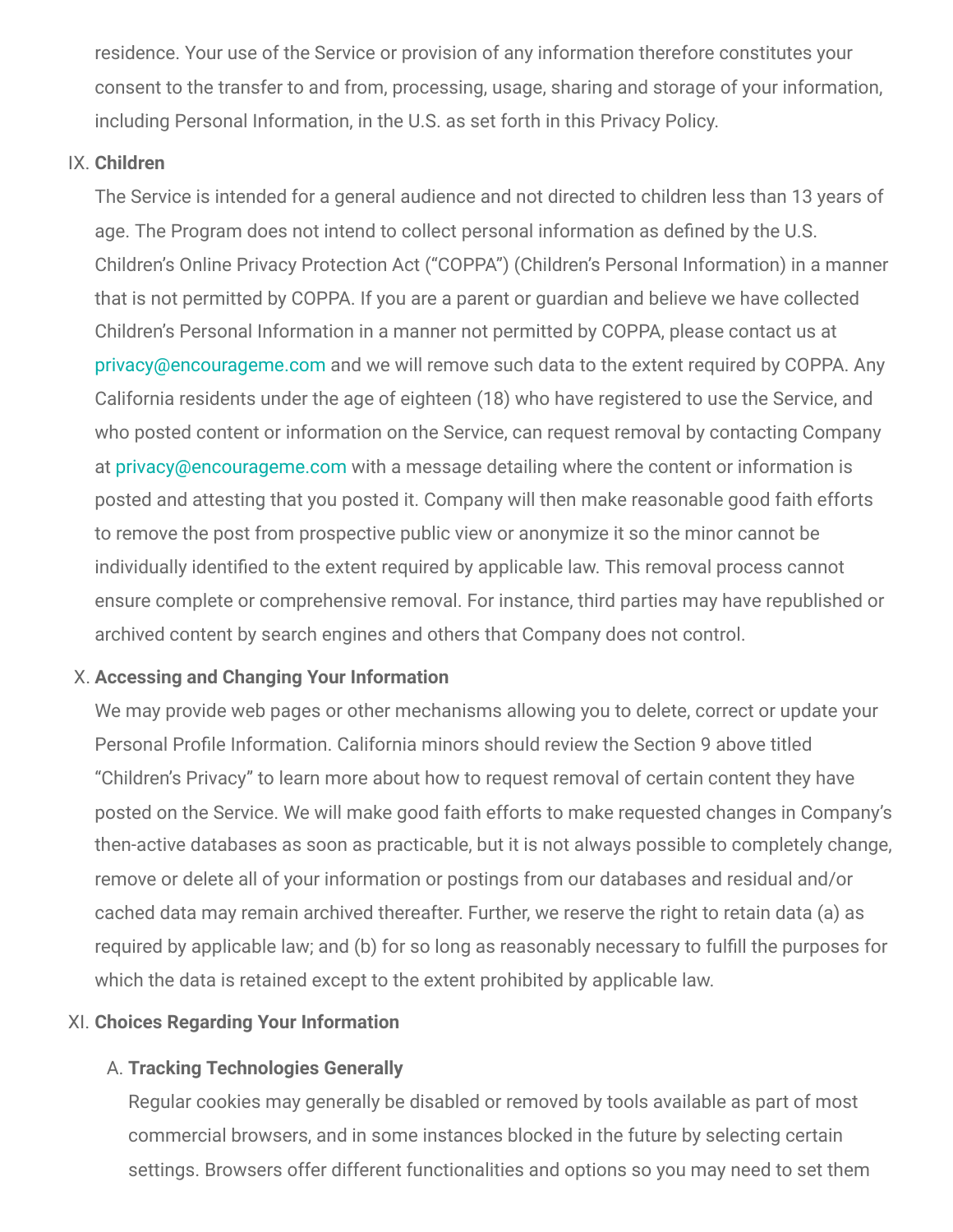residence. Your use of the Service or provision of any information therefore constitutes your consent to the transfer to and from, processing, usage, sharing and storage of your information, including Personal Information, in the U.S. as set forth in this Privacy Policy.

IX. **Children**

The Service is intended for a general audience and not directed to children less than 13 years of age. The Program does not intend to collect personal information as defined by the U.S. Children's Online Privacy Protection Act ("COPPA") (Children's Personal Information) in a manner that is not permitted by COPPA. If you are a parent or guardian and believe we have collected Children's Personal Information in a manner not permitted by COPPA, please contact us at privacy@encourageme.com and we will remove such data to the extent required by COPPA. Any California residents under the age of eighteen (18) who have registered to use the Service, and who posted content or information on the Service, can request removal by contacting Company at privacy@encourageme.com with a message detailing where the content or information is posted and attesting that you posted it. Company will then make reasonable good faith efforts to remove the post from prospective public view or anonymize it so the minor cannot be individually identified to the extent required by applicable law. This removal process cannot ensure complete or comprehensive removal. For instance, third parties may have republished or archived content by search engines and others that Company does not control.

X. **Accessing and Changing Your Information**

We may provide web pages or other mechanisms allowing you to delete, correct or update your Personal Profile Information. California minors should review the Section 9 above titled "Children's Privacy" to learn more about how to request removal of certain content they have posted on the Service. We will make good faith efforts to make requested changes in Company's then-active databases as soon as practicable, but it is not always possible to completely change, remove or delete all of your information or postings from our databases and residual and/or cached data may remain archived thereafter. Further, we reserve the right to retain data (a) as required by applicable law; and (b) for so long as reasonably necessary to fulfill the purposes for which the data is retained except to the extent prohibited by applicable law.

XI. **Choices Regarding Your Information**

A. **Tracking Technologies Generally**

Regular cookies may generally be disabled or removed by tools available as part of most commercial browsers, and in some instances blocked in the future by selecting certain settings. Browsers offer different functionalities and options so you may need to set them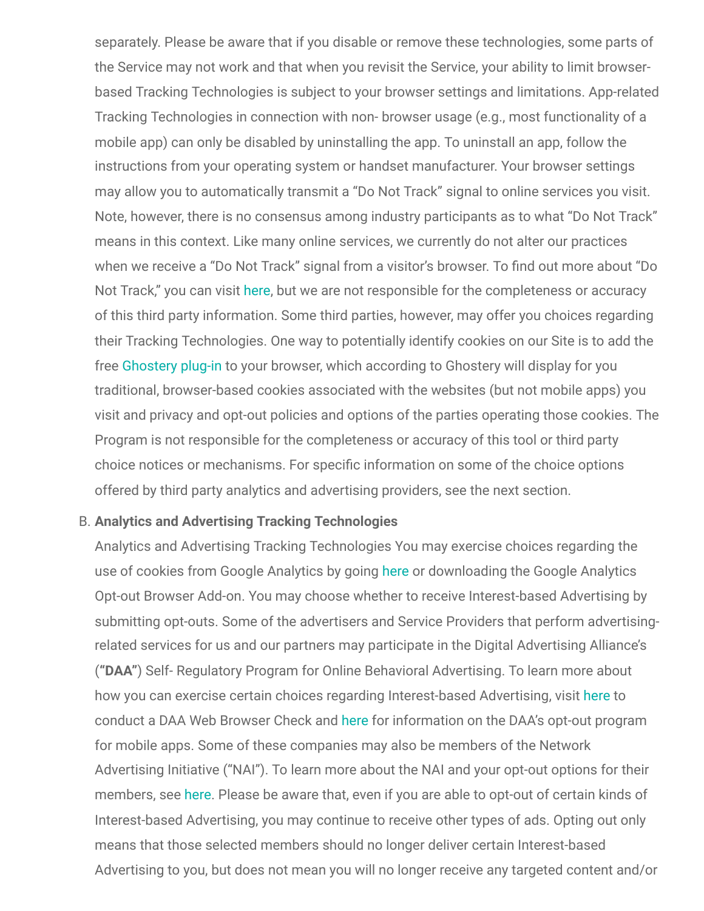separately. Please be aware that if you disable or remove these technologies, some parts of the Service may not work and that when you revisit the Service, your ability to limit browser-based Tracking Technologies is subject to your browser settings and limitations. App-related Tracking Technologies in connection with non- browser usage (e.g., most functionality of a mobile app) can only be disabled by uninstalling the app. To uninstall an app, follow the instructions from your operating system or handset manufacturer. Your browser settings may allow you to automatically transmit a "Do Not Track" signal to online services you visit. Note, however, there is no consensus among industry participants as to what "Do Not Track" means in this context. Like many online services, we currently do not alter our practices when we receive a "Do Not Track" signal from a visitor's browser. To find out more about "Do Not Track," you can visit here, but we are not responsible for the completeness or accuracy of this third party information. Some third parties, however, may offer you choices regarding their Tracking Technologies. One way to potentially identify cookies on our Site is to add the free Ghostery plug-in to your browser, which according to Ghostery will display for you traditional, browser-based cookies associated with the websites (but not mobile apps) you visit and privacy and opt-out policies and options of the parties operating those cookies. The Program is not responsible for the completeness or accuracy of this tool or third party choice notices or mechanisms. For specific information on some of the choice options offered by third party analytics and advertising providers, see the next section.

B. **Analytics and Advertising Tracking Technologies**
   Analytics and Advertising Tracking Technologies You may exercise choices regarding the use of cookies from Google Analytics by going here or downloading the Google Analytics Opt-out Browser Add-on. You may choose whether to receive Interest-based Advertising by submitting opt-outs. Some of the advertisers and Service Providers that perform advertising-related services for us and our partners may participate in the Digital Advertising Alliance's (**"DAA"**) Self- Regulatory Program for Online Behavioral Advertising. To learn more about how you can exercise certain choices regarding Interest-based Advertising, visit here to conduct a DAA Web Browser Check and here for information on the DAA's opt-out program for mobile apps. Some of these companies may also be members of the Network Advertising Initiative ("NAI"). To learn more about the NAI and your opt-out options for their members, see here. Please be aware that, even if you are able to opt-out of certain kinds of Interest-based Advertising, you may continue to receive other types of ads. Opting out only means that those selected members should no longer deliver certain Interest-based Advertising to you, but does not mean you will no longer receive any targeted content and/or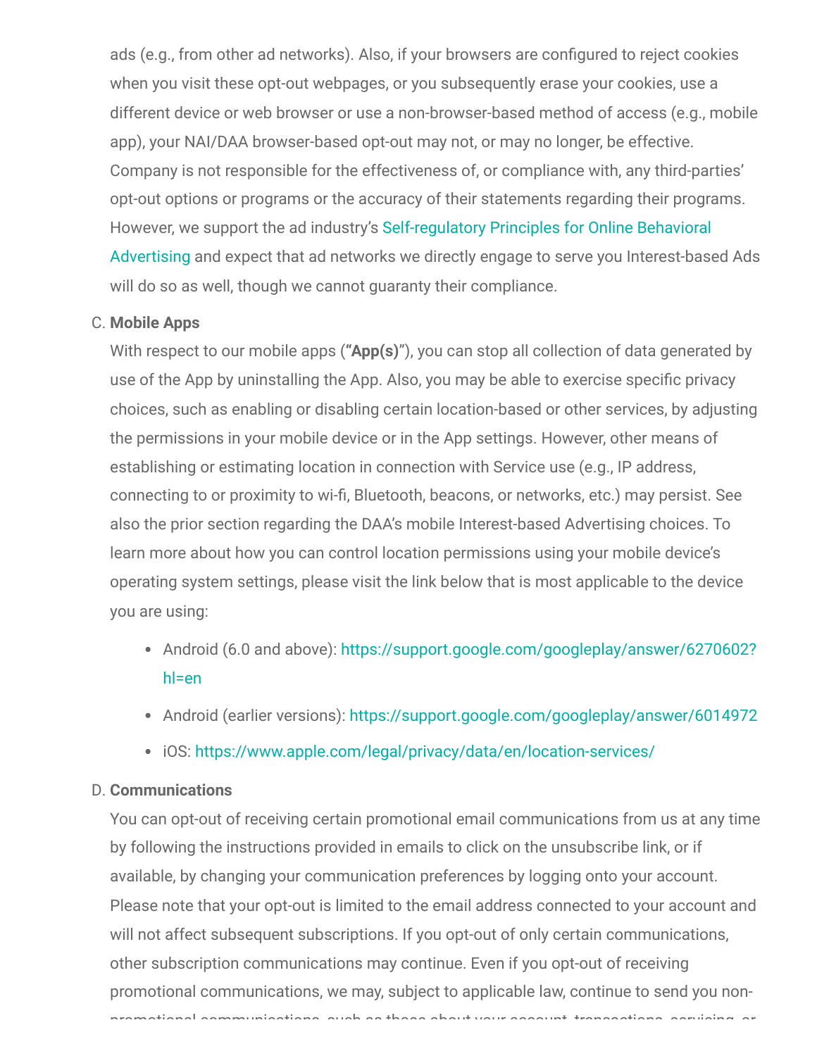ads (e.g., from other ad networks). Also, if your browsers are configured to reject cookies when you visit these opt-out webpages, or you subsequently erase your cookies, use a different device or web browser or use a non-browser-based method of access (e.g., mobile app), your NAI/DAA browser-based opt-out may not, or may no longer, be effective. Company is not responsible for the effectiveness of, or compliance with, any third-parties' opt-out options or programs or the accuracy of their statements regarding their programs. However, we support the ad industry's Self-regulatory Principles for Online Behavioral Advertising and expect that ad networks we directly engage to serve you Interest-based Ads will do so as well, though we cannot guaranty their compliance.

C. **Mobile Apps**

With respect to our mobile apps (**"App(s)"**), you can stop all collection of data generated by use of the App by uninstalling the App. Also, you may be able to exercise specific privacy choices, such as enabling or disabling certain location-based or other services, by adjusting the permissions in your mobile device or in the App settings. However, other means of establishing or estimating location in connection with Service use (e.g., IP address, connecting to or proximity to wi-fi, Bluetooth, beacons, or networks, etc.) may persist. See also the prior section regarding the DAA's mobile Interest-based Advertising choices. To learn more about how you can control location permissions using your mobile device's operating system settings, please visit the link below that is most applicable to the device you are using:

- Android (6.0 and above): https://support.google.com/googleplay/answer/6270602?hl=en
- Android (earlier versions): https://support.google.com/googleplay/answer/6014972
- iOS: https://www.apple.com/legal/privacy/data/en/location-services/

D. **Communications**

You can opt-out of receiving certain promotional email communications from us at any time by following the instructions provided in emails to click on the unsubscribe link, or if available, by changing your communication preferences by logging onto your account. Please note that your opt-out is limited to the email address connected to your account and will not affect subsequent subscriptions. If you opt-out of only certain communications, other subscription communications may continue. Even if you opt-out of receiving promotional communications, we may, subject to applicable law, continue to send you non-promotional communications, such as those about your account, transactions, servicing, or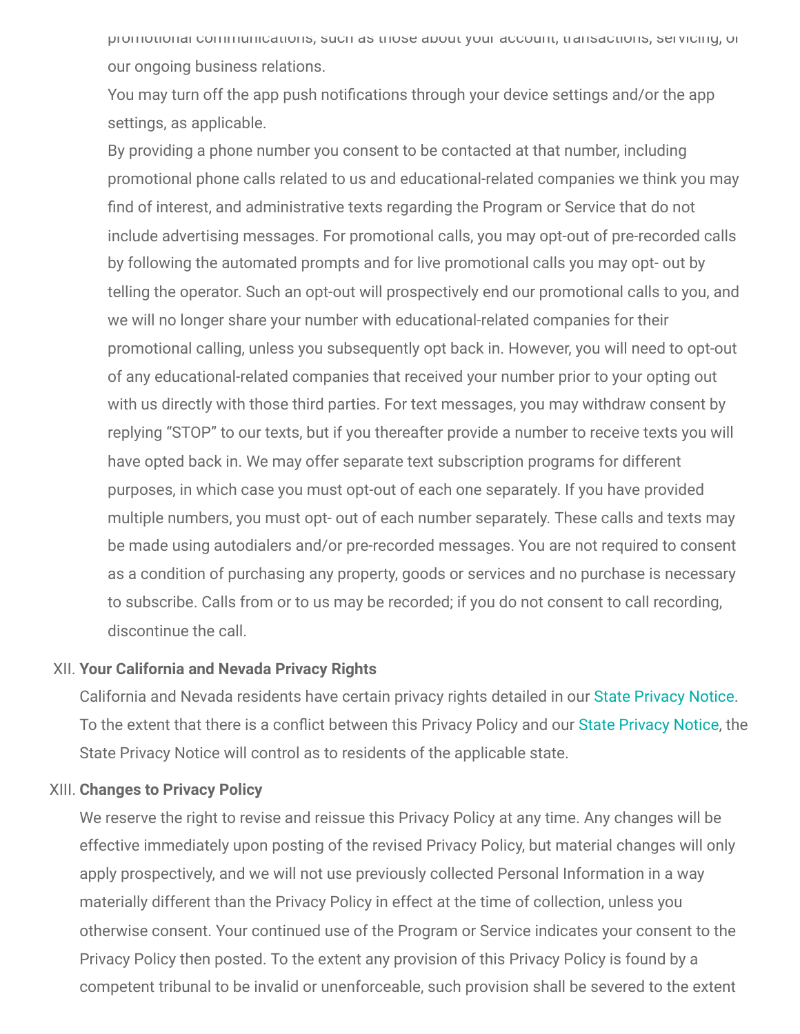promotional communications, such as those about your account, transactions, servicing, or our ongoing business relations.

You may turn off the app push notifications through your device settings and/or the app settings, as applicable.

By providing a phone number you consent to be contacted at that number, including promotional phone calls related to us and educational-related companies we think you may find of interest, and administrative texts regarding the Program or Service that do not include advertising messages. For promotional calls, you may opt-out of pre-recorded calls by following the automated prompts and for live promotional calls you may opt- out by telling the operator. Such an opt-out will prospectively end our promotional calls to you, and we will no longer share your number with educational-related companies for their promotional calling, unless you subsequently opt back in. However, you will need to opt-out of any educational-related companies that received your number prior to your opting out with us directly with those third parties. For text messages, you may withdraw consent by replying "STOP" to our texts, but if you thereafter provide a number to receive texts you will have opted back in. We may offer separate text subscription programs for different purposes, in which case you must opt-out of each one separately. If you have provided multiple numbers, you must opt- out of each number separately. These calls and texts may be made using autodialers and/or pre-recorded messages. You are not required to consent as a condition of purchasing any property, goods or services and no purchase is necessary to subscribe. Calls from or to us may be recorded; if you do not consent to call recording, discontinue the call.

XII. **Your California and Nevada Privacy Rights**

California and Nevada residents have certain privacy rights detailed in our State Privacy Notice. To the extent that there is a conflict between this Privacy Policy and our State Privacy Notice, the State Privacy Notice will control as to residents of the applicable state.

XIII. **Changes to Privacy Policy**

We reserve the right to revise and reissue this Privacy Policy at any time. Any changes will be effective immediately upon posting of the revised Privacy Policy, but material changes will only apply prospectively, and we will not use previously collected Personal Information in a way materially different than the Privacy Policy in effect at the time of collection, unless you otherwise consent. Your continued use of the Program or Service indicates your consent to the Privacy Policy then posted. To the extent any provision of this Privacy Policy is found by a competent tribunal to be invalid or unenforceable, such provision shall be severed to the extent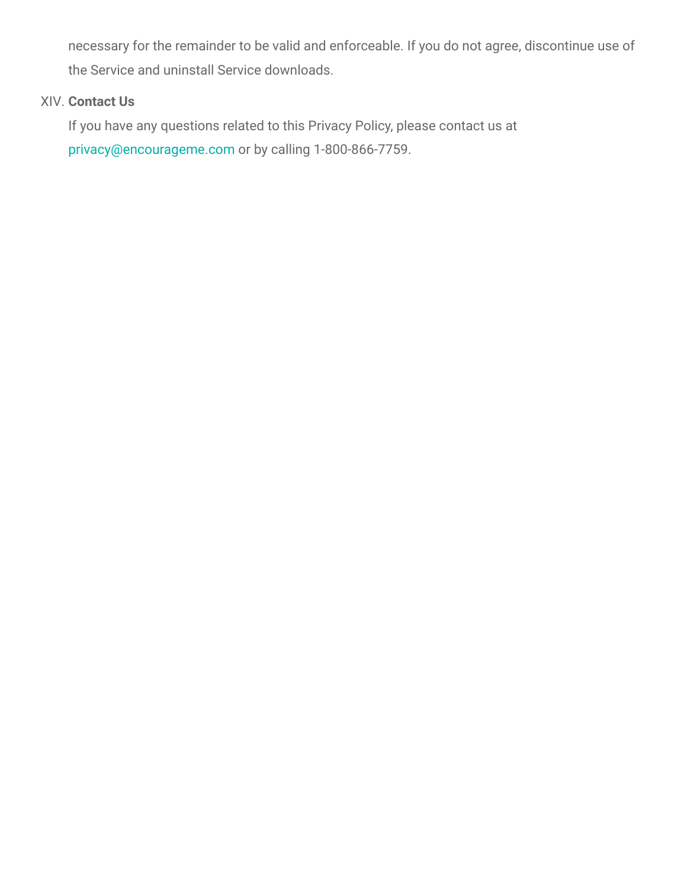necessary for the remainder to be valid and enforceable. If you do not agree, discontinue use of the Service and uninstall Service downloads.

XIV. **Contact Us**

If you have any questions related to this Privacy Policy, please contact us at privacy@encourageme.com or by calling 1-800-866-7759.